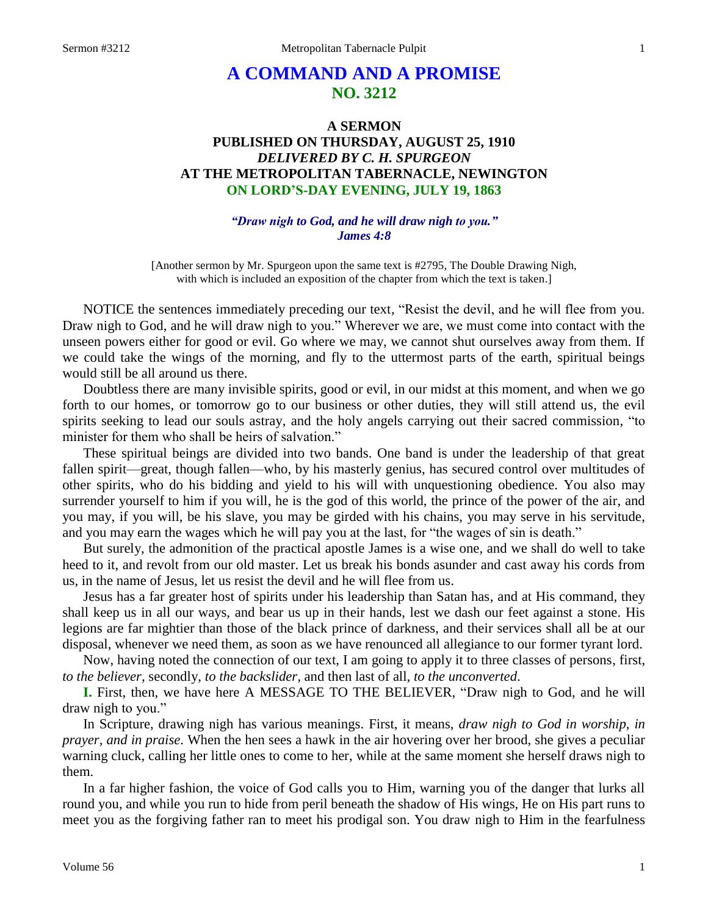# A COMMAND AND A PROMISE
## NO. 3212

### A SERMON
### PUBLISHED ON THURSDAY, AUGUST 25, 1910
### *DELIVERED BY C. H. SPURGEON*
### AT THE METROPOLITAN TABERNACLE, NEWINGTON
### ON LORD'S-DAY EVENING, JULY 19, 1863

***"Draw nigh to God, and he will draw nigh to you."***
***James 4:8***

[Another sermon by Mr. Spurgeon upon the same text is #2795, The Double Drawing Nigh, with which is included an exposition of the chapter from which the text is taken.]

NOTICE the sentences immediately preceding our text, "Resist the devil, and he will flee from you. Draw nigh to God, and he will draw nigh to you." Wherever we are, we must come into contact with the unseen powers either for good or evil. Go where we may, we cannot shut ourselves away from them. If we could take the wings of the morning, and fly to the uttermost parts of the earth, spiritual beings would still be all around us there.

Doubtless there are many invisible spirits, good or evil, in our midst at this moment, and when we go forth to our homes, or tomorrow go to our business or other duties, they will still attend us, the evil spirits seeking to lead our souls astray, and the holy angels carrying out their sacred commission, "to minister for them who shall be heirs of salvation."

These spiritual beings are divided into two bands. One band is under the leadership of that great fallen spirit—great, though fallen—who, by his masterly genius, has secured control over multitudes of other spirits, who do his bidding and yield to his will with unquestioning obedience. You also may surrender yourself to him if you will, he is the god of this world, the prince of the power of the air, and you may, if you will, be his slave, you may be girded with his chains, you may serve in his servitude, and you may earn the wages which he will pay you at the last, for "the wages of sin is death."

But surely, the admonition of the practical apostle James is a wise one, and we shall do well to take heed to it, and revolt from our old master. Let us break his bonds asunder and cast away his cords from us, in the name of Jesus, let us resist the devil and he will flee from us.

Jesus has a far greater host of spirits under his leadership than Satan has, and at His command, they shall keep us in all our ways, and bear us up in their hands, lest we dash our feet against a stone. His legions are far mightier than those of the black prince of darkness, and their services shall all be at our disposal, whenever we need them, as soon as we have renounced all allegiance to our former tyrant lord.

Now, having noted the connection of our text, I am going to apply it to three classes of persons, first, *to the believer,* secondly, *to the backslider,* and then last of all, *to the unconverted*.

**I.** First, then, we have here A MESSAGE TO THE BELIEVER, "Draw nigh to God, and he will draw nigh to you."

In Scripture, drawing nigh has various meanings. First, it means, *draw nigh to God in worship, in prayer, and in praise*. When the hen sees a hawk in the air hovering over her brood, she gives a peculiar warning cluck, calling her little ones to come to her, while at the same moment she herself draws nigh to them.

In a far higher fashion, the voice of God calls you to Him, warning you of the danger that lurks all round you, and while you run to hide from peril beneath the shadow of His wings, He on His part runs to meet you as the forgiving father ran to meet his prodigal son. You draw nigh to Him in the fearfulness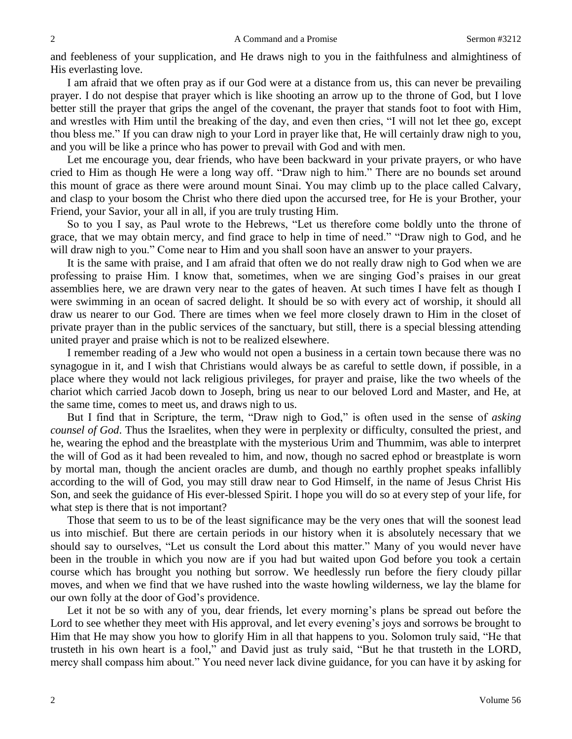and feebleness of your supplication, and He draws nigh to you in the faithfulness and almightiness of His everlasting love.

I am afraid that we often pray as if our God were at a distance from us, this can never be prevailing prayer. I do not despise that prayer which is like shooting an arrow up to the throne of God, but I love better still the prayer that grips the angel of the covenant, the prayer that stands foot to foot with Him, and wrestles with Him until the breaking of the day, and even then cries, "I will not let thee go, except thou bless me." If you can draw nigh to your Lord in prayer like that, He will certainly draw nigh to you, and you will be like a prince who has power to prevail with God and with men.

Let me encourage you, dear friends, who have been backward in your private prayers, or who have cried to Him as though He were a long way off. "Draw nigh to him." There are no bounds set around this mount of grace as there were around mount Sinai. You may climb up to the place called Calvary, and clasp to your bosom the Christ who there died upon the accursed tree, for He is your Brother, your Friend, your Savior, your all in all, if you are truly trusting Him.

So to you I say, as Paul wrote to the Hebrews, "Let us therefore come boldly unto the throne of grace, that we may obtain mercy, and find grace to help in time of need." "Draw nigh to God, and he will draw nigh to you." Come near to Him and you shall soon have an answer to your prayers.

It is the same with praise, and I am afraid that often we do not really draw nigh to God when we are professing to praise Him. I know that, sometimes, when we are singing God's praises in our great assemblies here, we are drawn very near to the gates of heaven. At such times I have felt as though I were swimming in an ocean of sacred delight. It should be so with every act of worship, it should all draw us nearer to our God. There are times when we feel more closely drawn to Him in the closet of private prayer than in the public services of the sanctuary, but still, there is a special blessing attending united prayer and praise which is not to be realized elsewhere.

I remember reading of a Jew who would not open a business in a certain town because there was no synagogue in it, and I wish that Christians would always be as careful to settle down, if possible, in a place where they would not lack religious privileges, for prayer and praise, like the two wheels of the chariot which carried Jacob down to Joseph, bring us near to our beloved Lord and Master, and He, at the same time, comes to meet us, and draws nigh to us.

But I find that in Scripture, the term, "Draw nigh to God," is often used in the sense of *asking counsel of God*. Thus the Israelites, when they were in perplexity or difficulty, consulted the priest, and he, wearing the ephod and the breastplate with the mysterious Urim and Thummim, was able to interpret the will of God as it had been revealed to him, and now, though no sacred ephod or breastplate is worn by mortal man, though the ancient oracles are dumb, and though no earthly prophet speaks infallibly according to the will of God, you may still draw near to God Himself, in the name of Jesus Christ His Son, and seek the guidance of His ever-blessed Spirit. I hope you will do so at every step of your life, for what step is there that is not important?

Those that seem to us to be of the least significance may be the very ones that will the soonest lead us into mischief. But there are certain periods in our history when it is absolutely necessary that we should say to ourselves, "Let us consult the Lord about this matter." Many of you would never have been in the trouble in which you now are if you had but waited upon God before you took a certain course which has brought you nothing but sorrow. We heedlessly run before the fiery cloudy pillar moves, and when we find that we have rushed into the waste howling wilderness, we lay the blame for our own folly at the door of God's providence.

Let it not be so with any of you, dear friends, let every morning's plans be spread out before the Lord to see whether they meet with His approval, and let every evening's joys and sorrows be brought to Him that He may show you how to glorify Him in all that happens to you. Solomon truly said, "He that trusteth in his own heart is a fool," and David just as truly said, "But he that trusteth in the LORD, mercy shall compass him about." You need never lack divine guidance, for you can have it by asking for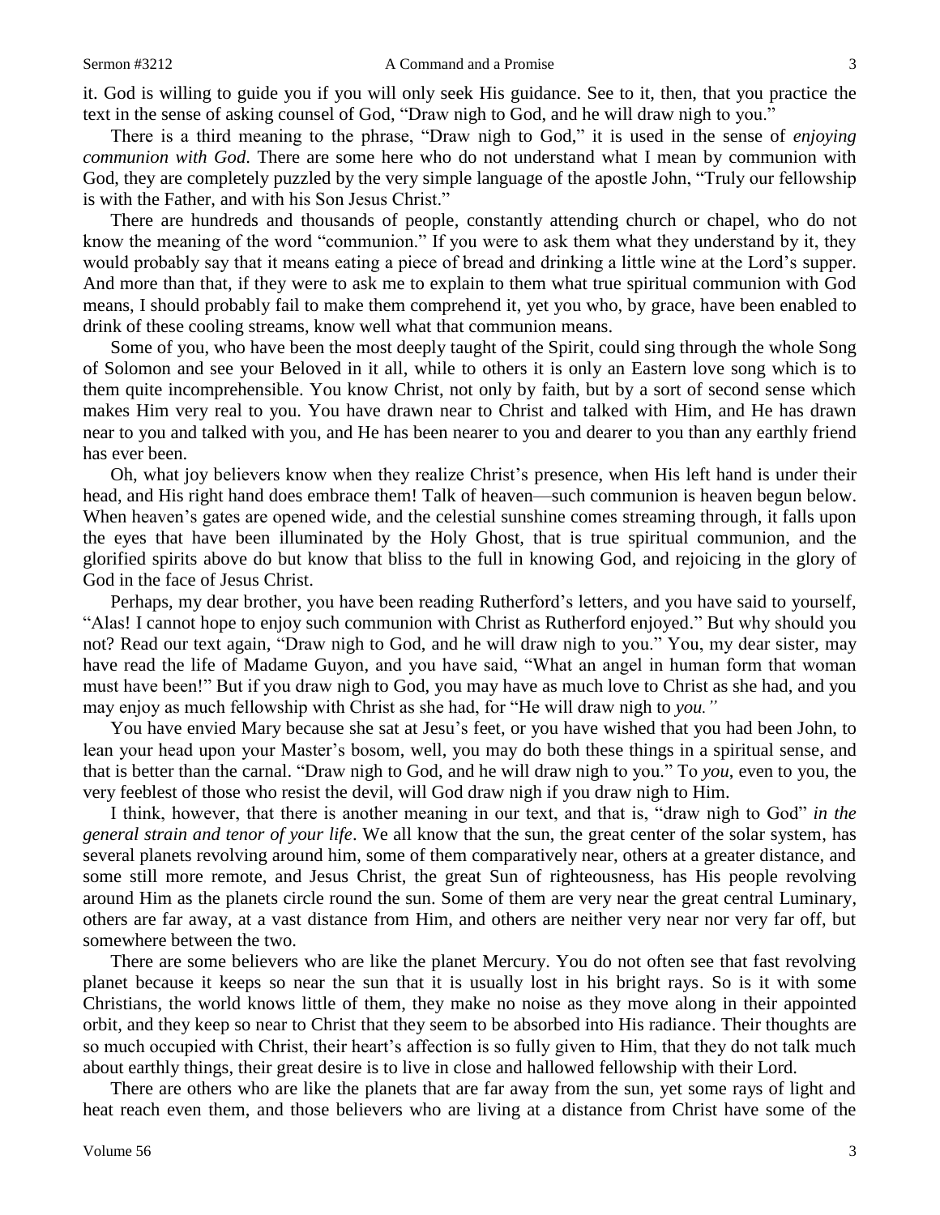it. God is willing to guide you if you will only seek His guidance. See to it, then, that you practice the text in the sense of asking counsel of God, "Draw nigh to God, and he will draw nigh to you."

There is a third meaning to the phrase, "Draw nigh to God," it is used in the sense of *enjoying communion with God*. There are some here who do not understand what I mean by communion with God, they are completely puzzled by the very simple language of the apostle John, "Truly our fellowship is with the Father, and with his Son Jesus Christ."

There are hundreds and thousands of people, constantly attending church or chapel, who do not know the meaning of the word "communion." If you were to ask them what they understand by it, they would probably say that it means eating a piece of bread and drinking a little wine at the Lord's supper. And more than that, if they were to ask me to explain to them what true spiritual communion with God means, I should probably fail to make them comprehend it, yet you who, by grace, have been enabled to drink of these cooling streams, know well what that communion means.

Some of you, who have been the most deeply taught of the Spirit, could sing through the whole Song of Solomon and see your Beloved in it all, while to others it is only an Eastern love song which is to them quite incomprehensible. You know Christ, not only by faith, but by a sort of second sense which makes Him very real to you. You have drawn near to Christ and talked with Him, and He has drawn near to you and talked with you, and He has been nearer to you and dearer to you than any earthly friend has ever been.

Oh, what joy believers know when they realize Christ's presence, when His left hand is under their head, and His right hand does embrace them! Talk of heaven—such communion is heaven begun below. When heaven's gates are opened wide, and the celestial sunshine comes streaming through, it falls upon the eyes that have been illuminated by the Holy Ghost, that is true spiritual communion, and the glorified spirits above do but know that bliss to the full in knowing God, and rejoicing in the glory of God in the face of Jesus Christ.

Perhaps, my dear brother, you have been reading Rutherford's letters, and you have said to yourself, "Alas! I cannot hope to enjoy such communion with Christ as Rutherford enjoyed." But why should you not? Read our text again, "Draw nigh to God, and he will draw nigh to you." You, my dear sister, may have read the life of Madame Guyon, and you have said, "What an angel in human form that woman must have been!" But if you draw nigh to God, you may have as much love to Christ as she had, and you may enjoy as much fellowship with Christ as she had, for "He will draw nigh to *you."*

You have envied Mary because she sat at Jesu's feet, or you have wished that you had been John, to lean your head upon your Master's bosom, well, you may do both these things in a spiritual sense, and that is better than the carnal. "Draw nigh to God, and he will draw nigh to you." To *you*, even to you, the very feeblest of those who resist the devil, will God draw nigh if you draw nigh to Him.

I think, however, that there is another meaning in our text, and that is, "draw nigh to God" *in the general strain and tenor of your life*. We all know that the sun, the great center of the solar system, has several planets revolving around him, some of them comparatively near, others at a greater distance, and some still more remote, and Jesus Christ, the great Sun of righteousness, has His people revolving around Him as the planets circle round the sun. Some of them are very near the great central Luminary, others are far away, at a vast distance from Him, and others are neither very near nor very far off, but somewhere between the two.

There are some believers who are like the planet Mercury. You do not often see that fast revolving planet because it keeps so near the sun that it is usually lost in his bright rays. So is it with some Christians, the world knows little of them, they make no noise as they move along in their appointed orbit, and they keep so near to Christ that they seem to be absorbed into His radiance. Their thoughts are so much occupied with Christ, their heart's affection is so fully given to Him, that they do not talk much about earthly things, their great desire is to live in close and hallowed fellowship with their Lord.

There are others who are like the planets that are far away from the sun, yet some rays of light and heat reach even them, and those believers who are living at a distance from Christ have some of the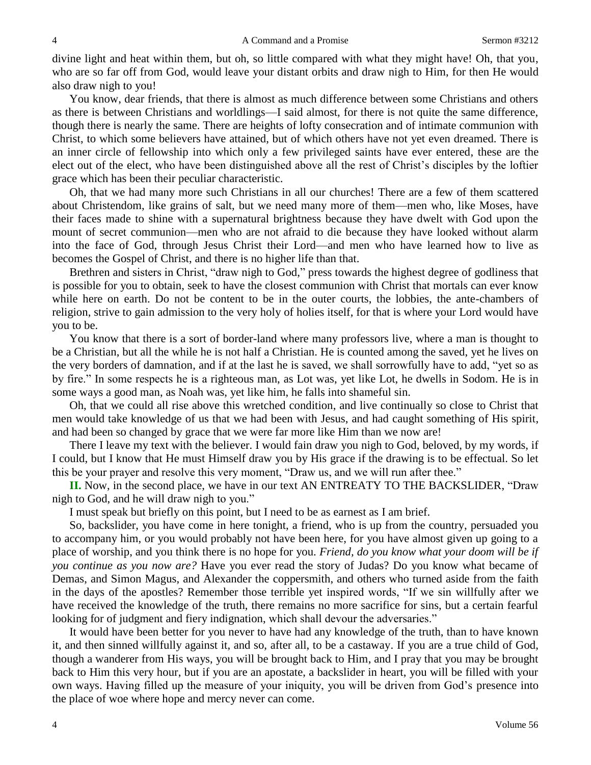divine light and heat within them, but oh, so little compared with what they might have! Oh, that you, who are so far off from God, would leave your distant orbits and draw nigh to Him, for then He would also draw nigh to you!

You know, dear friends, that there is almost as much difference between some Christians and others as there is between Christians and worldlings—I said almost, for there is not quite the same difference, though there is nearly the same. There are heights of lofty consecration and of intimate communion with Christ, to which some believers have attained, but of which others have not yet even dreamed. There is an inner circle of fellowship into which only a few privileged saints have ever entered, these are the elect out of the elect, who have been distinguished above all the rest of Christ's disciples by the loftier grace which has been their peculiar characteristic.

Oh, that we had many more such Christians in all our churches! There are a few of them scattered about Christendom, like grains of salt, but we need many more of them—men who, like Moses, have their faces made to shine with a supernatural brightness because they have dwelt with God upon the mount of secret communion—men who are not afraid to die because they have looked without alarm into the face of God, through Jesus Christ their Lord—and men who have learned how to live as becomes the Gospel of Christ, and there is no higher life than that.

Brethren and sisters in Christ, "draw nigh to God," press towards the highest degree of godliness that is possible for you to obtain, seek to have the closest communion with Christ that mortals can ever know while here on earth. Do not be content to be in the outer courts, the lobbies, the ante-chambers of religion, strive to gain admission to the very holy of holies itself, for that is where your Lord would have you to be.

You know that there is a sort of border-land where many professors live, where a man is thought to be a Christian, but all the while he is not half a Christian. He is counted among the saved, yet he lives on the very borders of damnation, and if at the last he is saved, we shall sorrowfully have to add, "yet so as by fire." In some respects he is a righteous man, as Lot was, yet like Lot, he dwells in Sodom. He is in some ways a good man, as Noah was, yet like him, he falls into shameful sin.

Oh, that we could all rise above this wretched condition, and live continually so close to Christ that men would take knowledge of us that we had been with Jesus, and had caught something of His spirit, and had been so changed by grace that we were far more like Him than we now are!

There I leave my text with the believer. I would fain draw you nigh to God, beloved, by my words, if I could, but I know that He must Himself draw you by His grace if the drawing is to be effectual. So let this be your prayer and resolve this very moment, "Draw us, and we will run after thee."

**II.** Now, in the second place, we have in our text AN ENTREATY TO THE BACKSLIDER, "Draw nigh to God, and he will draw nigh to you."

I must speak but briefly on this point, but I need to be as earnest as I am brief.

So, backslider, you have come in here tonight, a friend, who is up from the country, persuaded you to accompany him, or you would probably not have been here, for you have almost given up going to a place of worship, and you think there is no hope for you. *Friend, do you know what your doom will be if you continue as you now are?* Have you ever read the story of Judas? Do you know what became of Demas, and Simon Magus, and Alexander the coppersmith, and others who turned aside from the faith in the days of the apostles? Remember those terrible yet inspired words, "If we sin willfully after we have received the knowledge of the truth, there remains no more sacrifice for sins, but a certain fearful looking for of judgment and fiery indignation, which shall devour the adversaries."

It would have been better for you never to have had any knowledge of the truth, than to have known it, and then sinned willfully against it, and so, after all, to be a castaway. If you are a true child of God, though a wanderer from His ways, you will be brought back to Him, and I pray that you may be brought back to Him this very hour, but if you are an apostate, a backslider in heart, you will be filled with your own ways. Having filled up the measure of your iniquity, you will be driven from God's presence into the place of woe where hope and mercy never can come.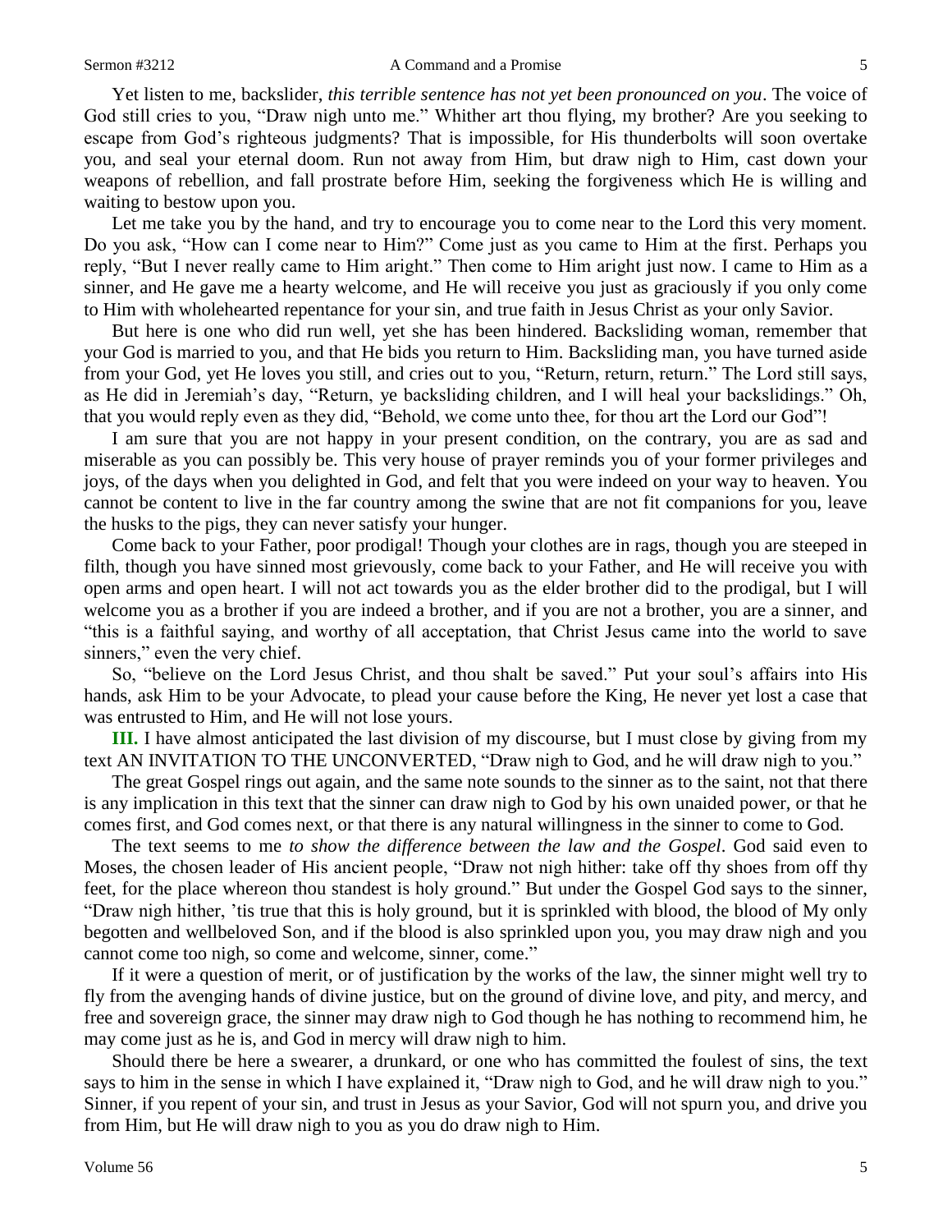Yet listen to me, backslider, *this terrible sentence has not yet been pronounced on you*. The voice of God still cries to you, "Draw nigh unto me." Whither art thou flying, my brother? Are you seeking to escape from God's righteous judgments? That is impossible, for His thunderbolts will soon overtake you, and seal your eternal doom. Run not away from Him, but draw nigh to Him, cast down your weapons of rebellion, and fall prostrate before Him, seeking the forgiveness which He is willing and waiting to bestow upon you.

Let me take you by the hand, and try to encourage you to come near to the Lord this very moment. Do you ask, "How can I come near to Him?" Come just as you came to Him at the first. Perhaps you reply, "But I never really came to Him aright." Then come to Him aright just now. I came to Him as a sinner, and He gave me a hearty welcome, and He will receive you just as graciously if you only come to Him with wholehearted repentance for your sin, and true faith in Jesus Christ as your only Savior.

But here is one who did run well, yet she has been hindered. Backsliding woman, remember that your God is married to you, and that He bids you return to Him. Backsliding man, you have turned aside from your God, yet He loves you still, and cries out to you, "Return, return, return." The Lord still says, as He did in Jeremiah's day, "Return, ye backsliding children, and I will heal your backslidings." Oh, that you would reply even as they did, "Behold, we come unto thee, for thou art the Lord our God"!

I am sure that you are not happy in your present condition, on the contrary, you are as sad and miserable as you can possibly be. This very house of prayer reminds you of your former privileges and joys, of the days when you delighted in God, and felt that you were indeed on your way to heaven. You cannot be content to live in the far country among the swine that are not fit companions for you, leave the husks to the pigs, they can never satisfy your hunger.

Come back to your Father, poor prodigal! Though your clothes are in rags, though you are steeped in filth, though you have sinned most grievously, come back to your Father, and He will receive you with open arms and open heart. I will not act towards you as the elder brother did to the prodigal, but I will welcome you as a brother if you are indeed a brother, and if you are not a brother, you are a sinner, and "this is a faithful saying, and worthy of all acceptation, that Christ Jesus came into the world to save sinners," even the very chief.

So, "believe on the Lord Jesus Christ, and thou shalt be saved." Put your soul's affairs into His hands, ask Him to be your Advocate, to plead your cause before the King, He never yet lost a case that was entrusted to Him, and He will not lose yours.

**III.** I have almost anticipated the last division of my discourse, but I must close by giving from my text AN INVITATION TO THE UNCONVERTED, "Draw nigh to God, and he will draw nigh to you."

The great Gospel rings out again, and the same note sounds to the sinner as to the saint, not that there is any implication in this text that the sinner can draw nigh to God by his own unaided power, or that he comes first, and God comes next, or that there is any natural willingness in the sinner to come to God.

The text seems to me *to show the difference between the law and the Gospel*. God said even to Moses, the chosen leader of His ancient people, "Draw not nigh hither: take off thy shoes from off thy feet, for the place whereon thou standest is holy ground." But under the Gospel God says to the sinner, "Draw nigh hither, 'tis true that this is holy ground, but it is sprinkled with blood, the blood of My only begotten and wellbeloved Son, and if the blood is also sprinkled upon you, you may draw nigh and you cannot come too nigh, so come and welcome, sinner, come."

If it were a question of merit, or of justification by the works of the law, the sinner might well try to fly from the avenging hands of divine justice, but on the ground of divine love, and pity, and mercy, and free and sovereign grace, the sinner may draw nigh to God though he has nothing to recommend him, he may come just as he is, and God in mercy will draw nigh to him.

Should there be here a swearer, a drunkard, or one who has committed the foulest of sins, the text says to him in the sense in which I have explained it, "Draw nigh to God, and he will draw nigh to you." Sinner, if you repent of your sin, and trust in Jesus as your Savior, God will not spurn you, and drive you from Him, but He will draw nigh to you as you do draw nigh to Him.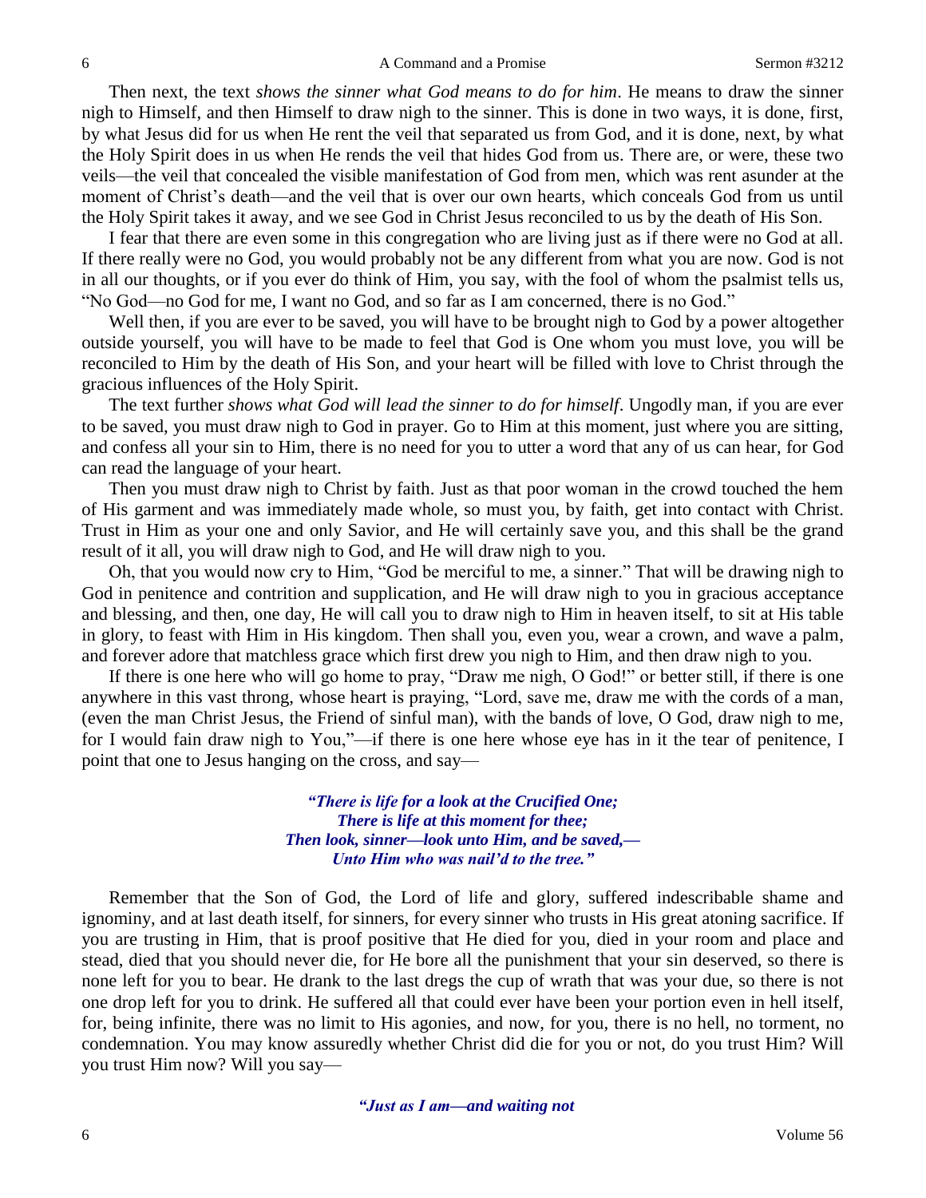Then next, the text *shows the sinner what God means to do for him*. He means to draw the sinner nigh to Himself, and then Himself to draw nigh to the sinner. This is done in two ways, it is done, first, by what Jesus did for us when He rent the veil that separated us from God, and it is done, next, by what the Holy Spirit does in us when He rends the veil that hides God from us. There are, or were, these two veils—the veil that concealed the visible manifestation of God from men, which was rent asunder at the moment of Christ's death—and the veil that is over our own hearts, which conceals God from us until the Holy Spirit takes it away, and we see God in Christ Jesus reconciled to us by the death of His Son.

I fear that there are even some in this congregation who are living just as if there were no God at all. If there really were no God, you would probably not be any different from what you are now. God is not in all our thoughts, or if you ever do think of Him, you say, with the fool of whom the psalmist tells us, "No God—no God for me, I want no God, and so far as I am concerned, there is no God."

Well then, if you are ever to be saved, you will have to be brought nigh to God by a power altogether outside yourself, you will have to be made to feel that God is One whom you must love, you will be reconciled to Him by the death of His Son, and your heart will be filled with love to Christ through the gracious influences of the Holy Spirit.

The text further *shows what God will lead the sinner to do for himself*. Ungodly man, if you are ever to be saved, you must draw nigh to God in prayer. Go to Him at this moment, just where you are sitting, and confess all your sin to Him, there is no need for you to utter a word that any of us can hear, for God can read the language of your heart.

Then you must draw nigh to Christ by faith. Just as that poor woman in the crowd touched the hem of His garment and was immediately made whole, so must you, by faith, get into contact with Christ. Trust in Him as your one and only Savior, and He will certainly save you, and this shall be the grand result of it all, you will draw nigh to God, and He will draw nigh to you.

Oh, that you would now cry to Him, "God be merciful to me, a sinner." That will be drawing nigh to God in penitence and contrition and supplication, and He will draw nigh to you in gracious acceptance and blessing, and then, one day, He will call you to draw nigh to Him in heaven itself, to sit at His table in glory, to feast with Him in His kingdom. Then shall you, even you, wear a crown, and wave a palm, and forever adore that matchless grace which first drew you nigh to Him, and then draw nigh to you.

If there is one here who will go home to pray, "Draw me nigh, O God!" or better still, if there is one anywhere in this vast throng, whose heart is praying, "Lord, save me, draw me with the cords of a man, (even the man Christ Jesus, the Friend of sinful man), with the bands of love, O God, draw nigh to me, for I would fain draw nigh to You,"—if there is one here whose eye has in it the tear of penitence, I point that one to Jesus hanging on the cross, and say—

> ***"There is life for a look at the Crucified One;***
> ***There is life at this moment for thee;***
> ***Then look, sinner—look unto Him, and be saved,—***
> ***Unto Him who was nail'd to the tree."***

Remember that the Son of God, the Lord of life and glory, suffered indescribable shame and ignominy, and at last death itself, for sinners, for every sinner who trusts in His great atoning sacrifice. If you are trusting in Him, that is proof positive that He died for you, died in your room and place and stead, died that you should never die, for He bore all the punishment that your sin deserved, so there is none left for you to bear. He drank to the last dregs the cup of wrath that was your due, so there is not one drop left for you to drink. He suffered all that could ever have been your portion even in hell itself, for, being infinite, there was no limit to His agonies, and now, for you, there is no hell, no torment, no condemnation. You may know assuredly whether Christ did die for you or not, do you trust Him? Will you trust Him now? Will you say—

> ***"Just as I am—and waiting not***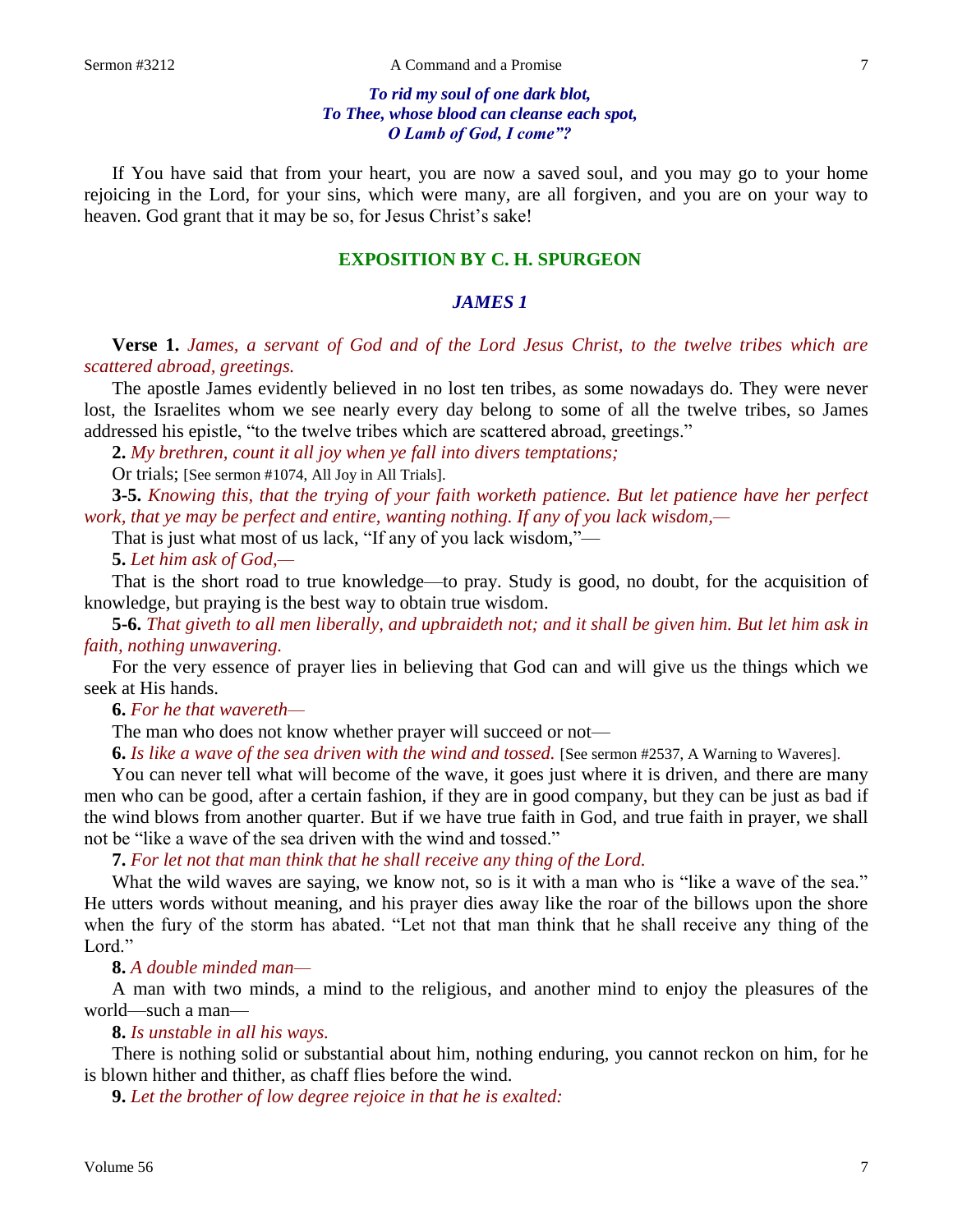*To rid my soul of one dark blot,*
*To Thee, whose blood can cleanse each spot,*
*O Lamb of God, I come"?*

If You have said that from your heart, you are now a saved soul, and you may go to your home rejoicing in the Lord, for your sins, which were many, are all forgiven, and you are on your way to heaven. God grant that it may be so, for Jesus Christ's sake!

## EXPOSITION BY C. H. SPURGEON

### *JAMES 1*

**Verse 1.** *James, a servant of God and of the Lord Jesus Christ, to the twelve tribes which are scattered abroad, greetings.*

The apostle James evidently believed in no lost ten tribes, as some nowadays do. They were never lost, the Israelites whom we see nearly every day belong to some of all the twelve tribes, so James addressed his epistle, "to the twelve tribes which are scattered abroad, greetings."

**2.** *My brethren, count it all joy when ye fall into divers temptations;*

Or trials; [See sermon #1074, All Joy in All Trials].

**3-5.** *Knowing this, that the trying of your faith worketh patience. But let patience have her perfect work, that ye may be perfect and entire, wanting nothing. If any of you lack wisdom,—*

That is just what most of us lack, "If any of you lack wisdom,"—

**5.** *Let him ask of God,—*

That is the short road to true knowledge—to pray. Study is good, no doubt, for the acquisition of knowledge, but praying is the best way to obtain true wisdom.

**5-6.** *That giveth to all men liberally, and upbraideth not; and it shall be given him. But let him ask in faith, nothing unwavering.*

For the very essence of prayer lies in believing that God can and will give us the things which we seek at His hands.

**6.** *For he that wavereth—*

The man who does not know whether prayer will succeed or not—

**6.** *Is like a wave of the sea driven with the wind and tossed.* [See sermon #2537, A Warning to Waveres].

You can never tell what will become of the wave, it goes just where it is driven, and there are many men who can be good, after a certain fashion, if they are in good company, but they can be just as bad if the wind blows from another quarter. But if we have true faith in God, and true faith in prayer, we shall not be "like a wave of the sea driven with the wind and tossed."

**7.** *For let not that man think that he shall receive any thing of the Lord.*

What the wild waves are saying, we know not, so is it with a man who is "like a wave of the sea." He utters words without meaning, and his prayer dies away like the roar of the billows upon the shore when the fury of the storm has abated. "Let not that man think that he shall receive any thing of the Lord."

**8.** *A double minded man—*

A man with two minds, a mind to the religious, and another mind to enjoy the pleasures of the world—such a man—

**8.** *Is unstable in all his ways.*

There is nothing solid or substantial about him, nothing enduring, you cannot reckon on him, for he is blown hither and thither, as chaff flies before the wind.

**9.** *Let the brother of low degree rejoice in that he is exalted:*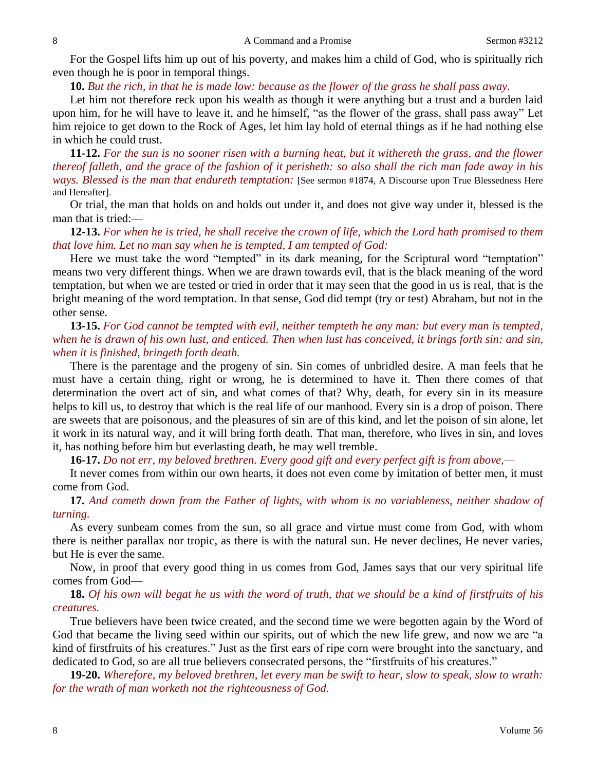For the Gospel lifts him up out of his poverty, and makes him a child of God, who is spiritually rich even though he is poor in temporal things.

**10.** *But the rich, in that he is made low: because as the flower of the grass he shall pass away.*

Let him not therefore reck upon his wealth as though it were anything but a trust and a burden laid upon him, for he will have to leave it, and he himself, "as the flower of the grass, shall pass away" Let him rejoice to get down to the Rock of Ages, let him lay hold of eternal things as if he had nothing else in which he could trust.

**11-12.** *For the sun is no sooner risen with a burning heat, but it withereth the grass, and the flower thereof falleth, and the grace of the fashion of it perisheth: so also shall the rich man fade away in his ways. Blessed is the man that endureth temptation:* [See sermon #1874, A Discourse upon True Blessedness Here and Hereafter].

Or trial, the man that holds on and holds out under it, and does not give way under it, blessed is the man that is tried:—

**12-13.** *For when he is tried, he shall receive the crown of life, which the Lord hath promised to them that love him. Let no man say when he is tempted, I am tempted of God:*

Here we must take the word "tempted" in its dark meaning, for the Scriptural word "temptation" means two very different things. When we are drawn towards evil, that is the black meaning of the word temptation, but when we are tested or tried in order that it may seen that the good in us is real, that is the bright meaning of the word temptation. In that sense, God did tempt (try or test) Abraham, but not in the other sense.

**13-15.** *For God cannot be tempted with evil, neither tempteth he any man: but every man is tempted, when he is drawn of his own lust, and enticed. Then when lust has conceived, it brings forth sin: and sin, when it is finished, bringeth forth death.*

There is the parentage and the progeny of sin. Sin comes of unbridled desire. A man feels that he must have a certain thing, right or wrong, he is determined to have it. Then there comes of that determination the overt act of sin, and what comes of that? Why, death, for every sin in its measure helps to kill us, to destroy that which is the real life of our manhood. Every sin is a drop of poison. There are sweets that are poisonous, and the pleasures of sin are of this kind, and let the poison of sin alone, let it work in its natural way, and it will bring forth death. That man, therefore, who lives in sin, and loves it, has nothing before him but everlasting death, he may well tremble.

**16-17.** *Do not err, my beloved brethren. Every good gift and every perfect gift is from above,—*

It never comes from within our own hearts, it does not even come by imitation of better men, it must come from God.

**17.** *And cometh down from the Father of lights, with whom is no variableness, neither shadow of turning.*

As every sunbeam comes from the sun, so all grace and virtue must come from God, with whom there is neither parallax nor tropic, as there is with the natural sun. He never declines, He never varies, but He is ever the same.

Now, in proof that every good thing in us comes from God, James says that our very spiritual life comes from God—

**18.** *Of his own will begat he us with the word of truth, that we should be a kind of firstfruits of his creatures.*

True believers have been twice created, and the second time we were begotten again by the Word of God that became the living seed within our spirits, out of which the new life grew, and now we are "a kind of firstfruits of his creatures." Just as the first ears of ripe corn were brought into the sanctuary, and dedicated to God, so are all true believers consecrated persons, the "firstfruits of his creatures."

**19-20.** *Wherefore, my beloved brethren, let every man be swift to hear, slow to speak, slow to wrath: for the wrath of man worketh not the righteousness of God.*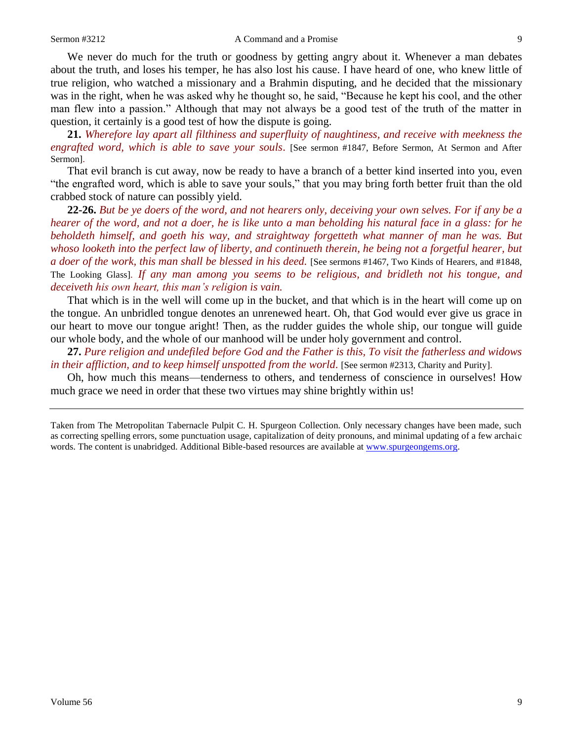We never do much for the truth or goodness by getting angry about it. Whenever a man debates about the truth, and loses his temper, he has also lost his cause. I have heard of one, who knew little of true religion, who watched a missionary and a Brahmin disputing, and he decided that the missionary was in the right, when he was asked why he thought so, he said, "Because he kept his cool, and the other man flew into a passion." Although that may not always be a good test of the truth of the matter in question, it certainly is a good test of how the dispute is going.

**21.** *Wherefore lay apart all filthiness and superfluity of naughtiness, and receive with meekness the engrafted word, which is able to save your souls.* [See sermon #1847, Before Sermon, At Sermon and After Sermon].

That evil branch is cut away, now be ready to have a branch of a better kind inserted into you, even "the engrafted word, which is able to save your souls," that you may bring forth better fruit than the old crabbed stock of nature can possibly yield.

**22-26.** *But be ye doers of the word, and not hearers only, deceiving your own selves. For if any be a hearer of the word, and not a doer, he is like unto a man beholding his natural face in a glass: for he beholdeth himself, and goeth his way, and straightway forgetteth what manner of man he was. But whoso looketh into the perfect law of liberty, and continueth therein, he being not a forgetful hearer, but a doer of the work, this man shall be blessed in his deed.* [See sermons #1467, Two Kinds of Hearers, and #1848, The Looking Glass]. *If any man among you seems to be religious, and bridleth not his tongue, and deceiveth his own heart, this man's religion is vain.*

That which is in the well will come up in the bucket, and that which is in the heart will come up on the tongue. An unbridled tongue denotes an unrenewed heart. Oh, that God would ever give us grace in our heart to move our tongue aright! Then, as the rudder guides the whole ship, our tongue will guide our whole body, and the whole of our manhood will be under holy government and control.

**27.** *Pure religion and undefiled before God and the Father is this, To visit the fatherless and widows in their affliction, and to keep himself unspotted from the world.* [See sermon #2313, Charity and Purity].

Oh, how much this means—tenderness to others, and tenderness of conscience in ourselves! How much grace we need in order that these two virtues may shine brightly within us!

---

Taken from The Metropolitan Tabernacle Pulpit C. H. Spurgeon Collection. Only necessary changes have been made, such as correcting spelling errors, some punctuation usage, capitalization of deity pronouns, and minimal updating of a few archaic words. The content is unabridged. Additional Bible-based resources are available at www.spurgeongems.org.